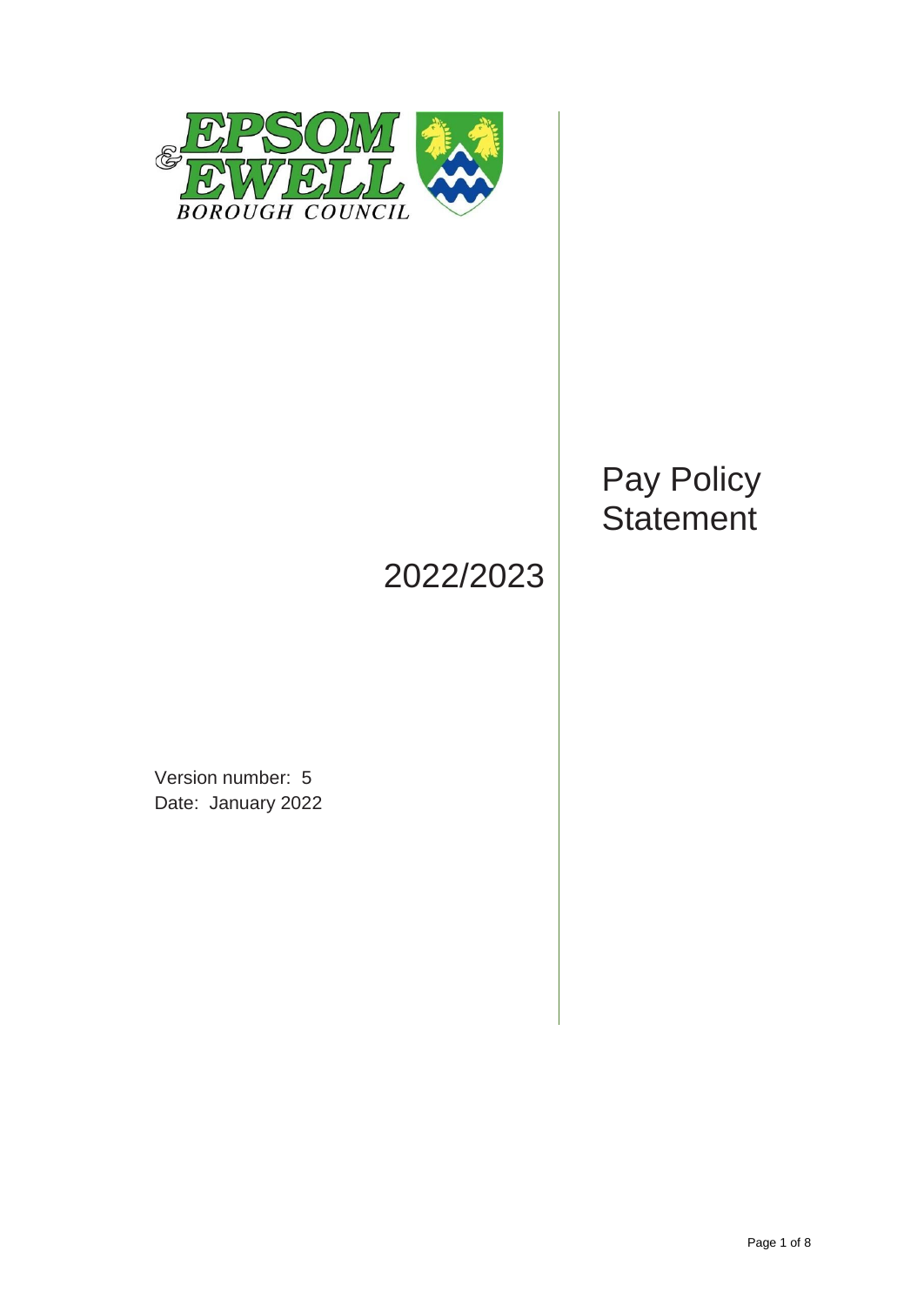EPSOM & EWELL BOROUGH COUNCIL

# Pay Policy Statement

## 2022/2023

Version number: 5
Date: January 2022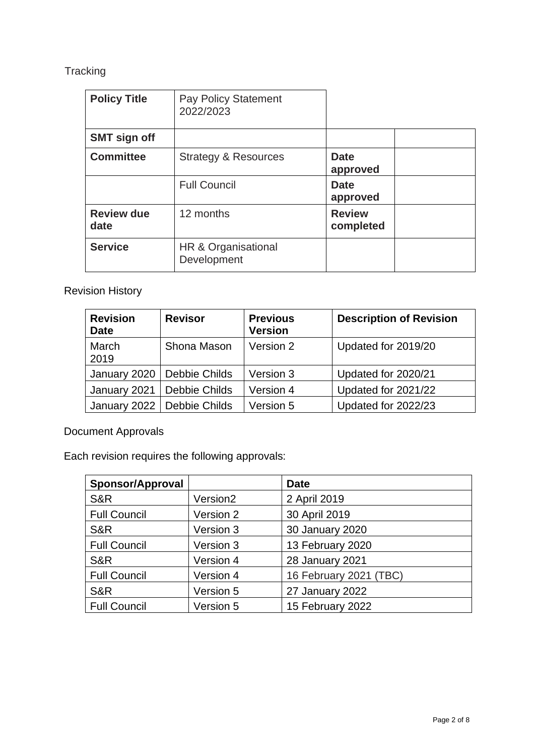Tracking

| **Policy Title** | Pay Policy Statement 2022/2023 | | |
|---|---|---|---|
| **SMT sign off** | | | |
| **Committee** | Strategy & Resources | **Date approved** | |
| | Full Council | **Date approved** | |
| **Review due date** | 12 months | **Review completed** | |
| **Service** | HR & Organisational Development | | |

Revision History

| **Revision Date** | **Revisor** | **Previous Version** | **Description of Revision** |
|---|---|---|---|
| March 2019 | Shona Mason | Version 2 | Updated for 2019/20 |
| January 2020 | Debbie Childs | Version 3 | Updated for 2020/21 |
| January 2021 | Debbie Childs | Version 4 | Updated for 2021/22 |
| January 2022 | Debbie Childs | Version 5 | Updated for 2022/23 |

Document Approvals

Each revision requires the following approvals:

| **Sponsor/Approval** | | **Date** |
|---|---|---|
| S&R | Version2 | 2 April 2019 |
| Full Council | Version 2 | 30 April 2019 |
| S&R | Version 3 | 30 January 2020 |
| Full Council | Version 3 | 13 February 2020 |
| S&R | Version 4 | 28 January 2021 |
| Full Council | Version 4 | 16 February 2021 (TBC) |
| S&R | Version 5 | 27 January 2022 |
| Full Council | Version 5 | 15 February 2022 |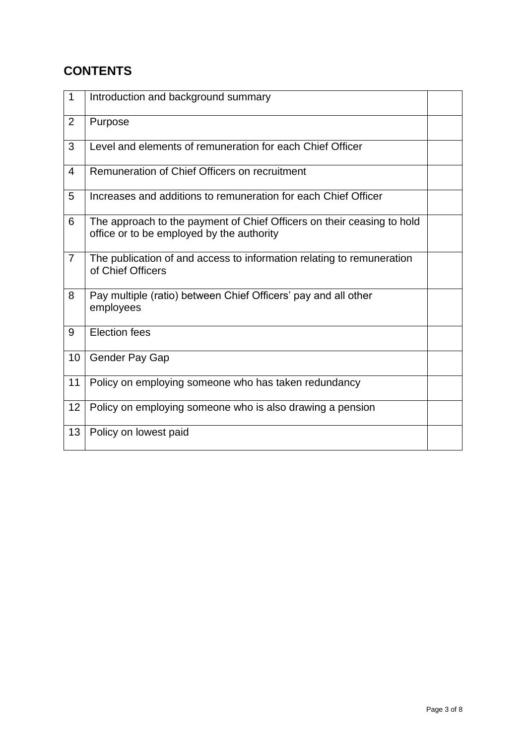## CONTENTS

| | | |
|---|---|---|
| 1 | Introduction and background summary | |
| 2 | Purpose | |
| 3 | Level and elements of remuneration for each Chief Officer | |
| 4 | Remuneration of Chief Officers on recruitment | |
| 5 | Increases and additions to remuneration for each Chief Officer | |
| 6 | The approach to the payment of Chief Officers on their ceasing to hold office or to be employed by the authority | |
| 7 | The publication of and access to information relating to remuneration of Chief Officers | |
| 8 | Pay multiple (ratio) between Chief Officers' pay and all other employees | |
| 9 | Election fees | |
| 10 | Gender Pay Gap | |
| 11 | Policy on employing someone who has taken redundancy | |
| 12 | Policy on employing someone who is also drawing a pension | |
| 13 | Policy on lowest paid | |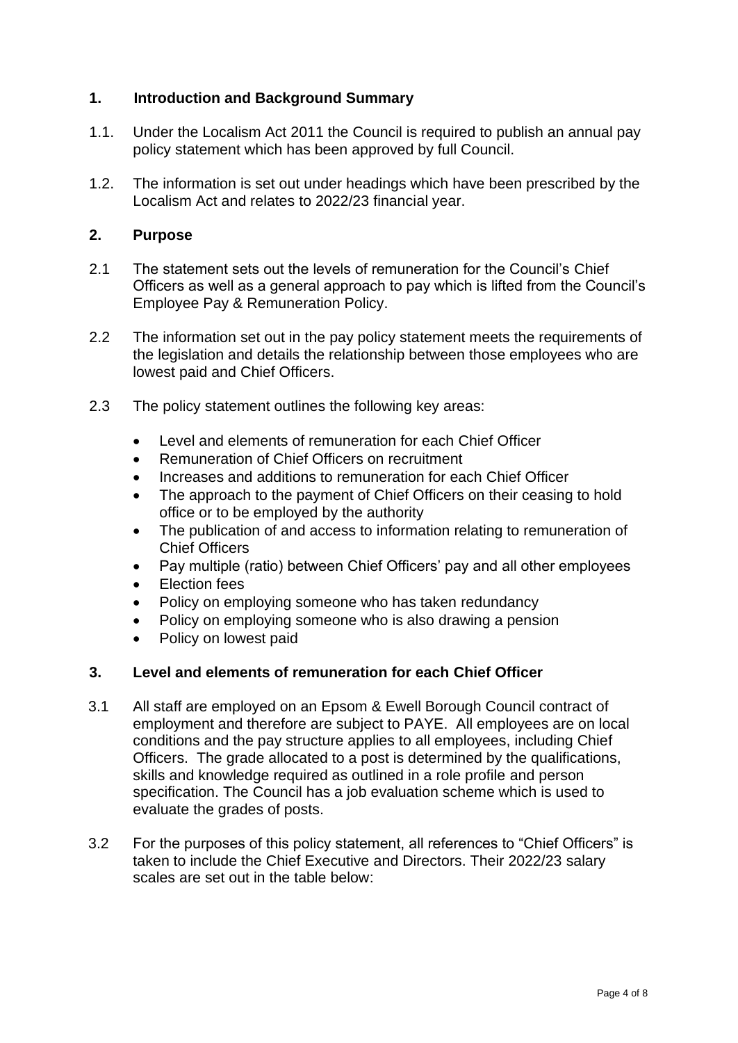## 1. Introduction and Background Summary

1.1. Under the Localism Act 2011 the Council is required to publish an annual pay policy statement which has been approved by full Council.

1.2. The information is set out under headings which have been prescribed by the Localism Act and relates to 2022/23 financial year.

## 2. Purpose

2.1 The statement sets out the levels of remuneration for the Council's Chief Officers as well as a general approach to pay which is lifted from the Council's Employee Pay & Remuneration Policy.

2.2 The information set out in the pay policy statement meets the requirements of the legislation and details the relationship between those employees who are lowest paid and Chief Officers.

2.3 The policy statement outlines the following key areas:

- Level and elements of remuneration for each Chief Officer
- Remuneration of Chief Officers on recruitment
- Increases and additions to remuneration for each Chief Officer
- The approach to the payment of Chief Officers on their ceasing to hold office or to be employed by the authority
- The publication of and access to information relating to remuneration of Chief Officers
- Pay multiple (ratio) between Chief Officers' pay and all other employees
- Election fees
- Policy on employing someone who has taken redundancy
- Policy on employing someone who is also drawing a pension
- Policy on lowest paid

## 3. Level and elements of remuneration for each Chief Officer

3.1 All staff are employed on an Epsom & Ewell Borough Council contract of employment and therefore are subject to PAYE. All employees are on local conditions and the pay structure applies to all employees, including Chief Officers. The grade allocated to a post is determined by the qualifications, skills and knowledge required as outlined in a role profile and person specification. The Council has a job evaluation scheme which is used to evaluate the grades of posts.

3.2 For the purposes of this policy statement, all references to "Chief Officers" is taken to include the Chief Executive and Directors. Their 2022/23 salary scales are set out in the table below: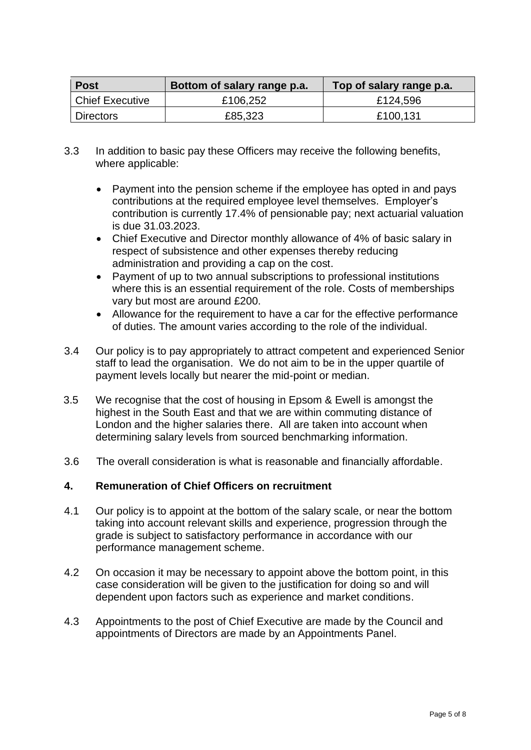| Post | Bottom of salary range p.a. | Top of salary range p.a. |
|---|---|---|
| Chief Executive | £106,252 | £124,596 |
| Directors | £85,323 | £100,131 |

3.3 In addition to basic pay these Officers may receive the following benefits, where applicable:

- Payment into the pension scheme if the employee has opted in and pays contributions at the required employee level themselves. Employer's contribution is currently 17.4% of pensionable pay; next actuarial valuation is due 31.03.2023.
- Chief Executive and Director monthly allowance of 4% of basic salary in respect of subsistence and other expenses thereby reducing administration and providing a cap on the cost.
- Payment of up to two annual subscriptions to professional institutions where this is an essential requirement of the role. Costs of memberships vary but most are around £200.
- Allowance for the requirement to have a car for the effective performance of duties. The amount varies according to the role of the individual.

3.4 Our policy is to pay appropriately to attract competent and experienced Senior staff to lead the organisation. We do not aim to be in the upper quartile of payment levels locally but nearer the mid-point or median.

3.5 We recognise that the cost of housing in Epsom & Ewell is amongst the highest in the South East and that we are within commuting distance of London and the higher salaries there. All are taken into account when determining salary levels from sourced benchmarking information.

3.6 The overall consideration is what is reasonable and financially affordable.

## 4. Remuneration of Chief Officers on recruitment

4.1 Our policy is to appoint at the bottom of the salary scale, or near the bottom taking into account relevant skills and experience, progression through the grade is subject to satisfactory performance in accordance with our performance management scheme.

4.2 On occasion it may be necessary to appoint above the bottom point, in this case consideration will be given to the justification for doing so and will dependent upon factors such as experience and market conditions.

4.3 Appointments to the post of Chief Executive are made by the Council and appointments of Directors are made by an Appointments Panel.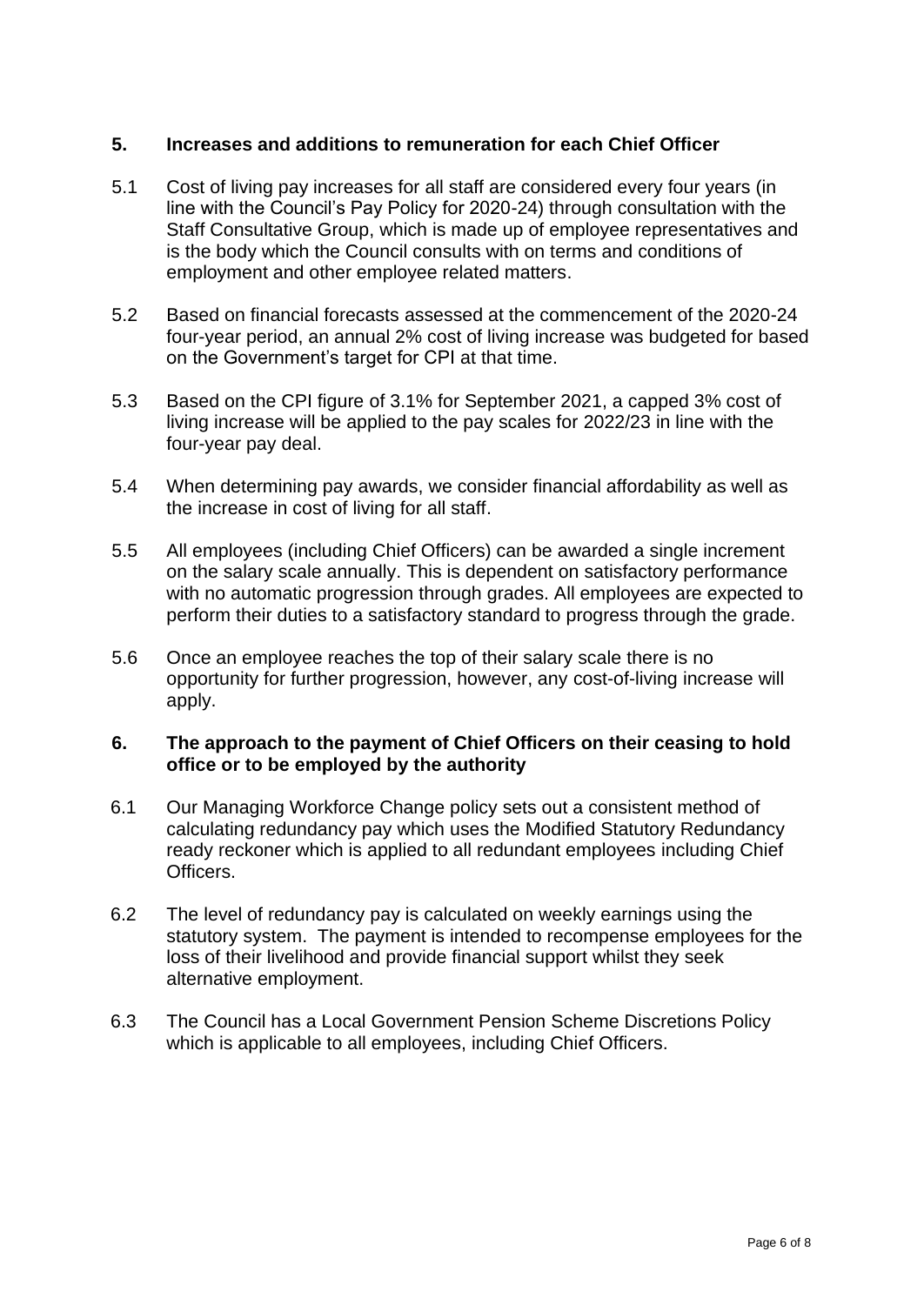## 5. Increases and additions to remuneration for each Chief Officer

5.1 Cost of living pay increases for all staff are considered every four years (in line with the Council's Pay Policy for 2020-24) through consultation with the Staff Consultative Group, which is made up of employee representatives and is the body which the Council consults with on terms and conditions of employment and other employee related matters.

5.2 Based on financial forecasts assessed at the commencement of the 2020-24 four-year period, an annual 2% cost of living increase was budgeted for based on the Government's target for CPI at that time.

5.3 Based on the CPI figure of 3.1% for September 2021, a capped 3% cost of living increase will be applied to the pay scales for 2022/23 in line with the four-year pay deal.

5.4 When determining pay awards, we consider financial affordability as well as the increase in cost of living for all staff.

5.5 All employees (including Chief Officers) can be awarded a single increment on the salary scale annually. This is dependent on satisfactory performance with no automatic progression through grades. All employees are expected to perform their duties to a satisfactory standard to progress through the grade.

5.6 Once an employee reaches the top of their salary scale there is no opportunity for further progression, however, any cost-of-living increase will apply.

## 6. The approach to the payment of Chief Officers on their ceasing to hold office or to be employed by the authority

6.1 Our Managing Workforce Change policy sets out a consistent method of calculating redundancy pay which uses the Modified Statutory Redundancy ready reckoner which is applied to all redundant employees including Chief Officers.

6.2 The level of redundancy pay is calculated on weekly earnings using the statutory system. The payment is intended to recompense employees for the loss of their livelihood and provide financial support whilst they seek alternative employment.

6.3 The Council has a Local Government Pension Scheme Discretions Policy which is applicable to all employees, including Chief Officers.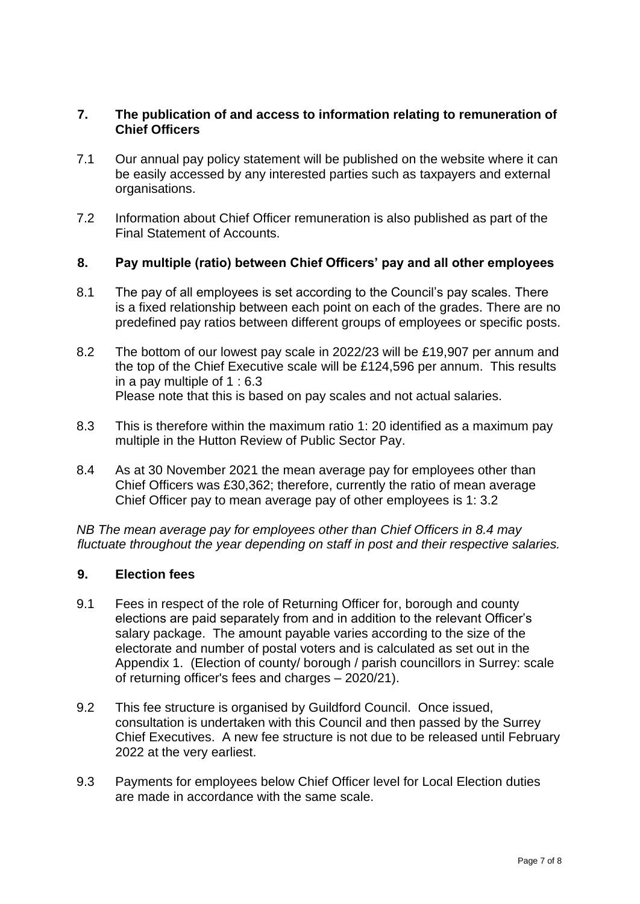## 7. The publication of and access to information relating to remuneration of Chief Officers

7.1 Our annual pay policy statement will be published on the website where it can be easily accessed by any interested parties such as taxpayers and external organisations.

7.2 Information about Chief Officer remuneration is also published as part of the Final Statement of Accounts.

## 8. Pay multiple (ratio) between Chief Officers' pay and all other employees

8.1 The pay of all employees is set according to the Council's pay scales. There is a fixed relationship between each point on each of the grades. There are no predefined pay ratios between different groups of employees or specific posts.

8.2 The bottom of our lowest pay scale in 2022/23 will be £19,907 per annum and the top of the Chief Executive scale will be £124,596 per annum. This results in a pay multiple of 1 : 6.3
Please note that this is based on pay scales and not actual salaries.

8.3 This is therefore within the maximum ratio 1: 20 identified as a maximum pay multiple in the Hutton Review of Public Sector Pay.

8.4 As at 30 November 2021 the mean average pay for employees other than Chief Officers was £30,362; therefore, currently the ratio of mean average Chief Officer pay to mean average pay of other employees is 1: 3.2

*NB The mean average pay for employees other than Chief Officers in 8.4 may fluctuate throughout the year depending on staff in post and their respective salaries.*

## 9. Election fees

9.1 Fees in respect of the role of Returning Officer for, borough and county elections are paid separately from and in addition to the relevant Officer's salary package. The amount payable varies according to the size of the electorate and number of postal voters and is calculated as set out in the Appendix 1. (Election of county/ borough / parish councillors in Surrey: scale of returning officer's fees and charges – 2020/21).

9.2 This fee structure is organised by Guildford Council. Once issued, consultation is undertaken with this Council and then passed by the Surrey Chief Executives. A new fee structure is not due to be released until February 2022 at the very earliest.

9.3 Payments for employees below Chief Officer level for Local Election duties are made in accordance with the same scale.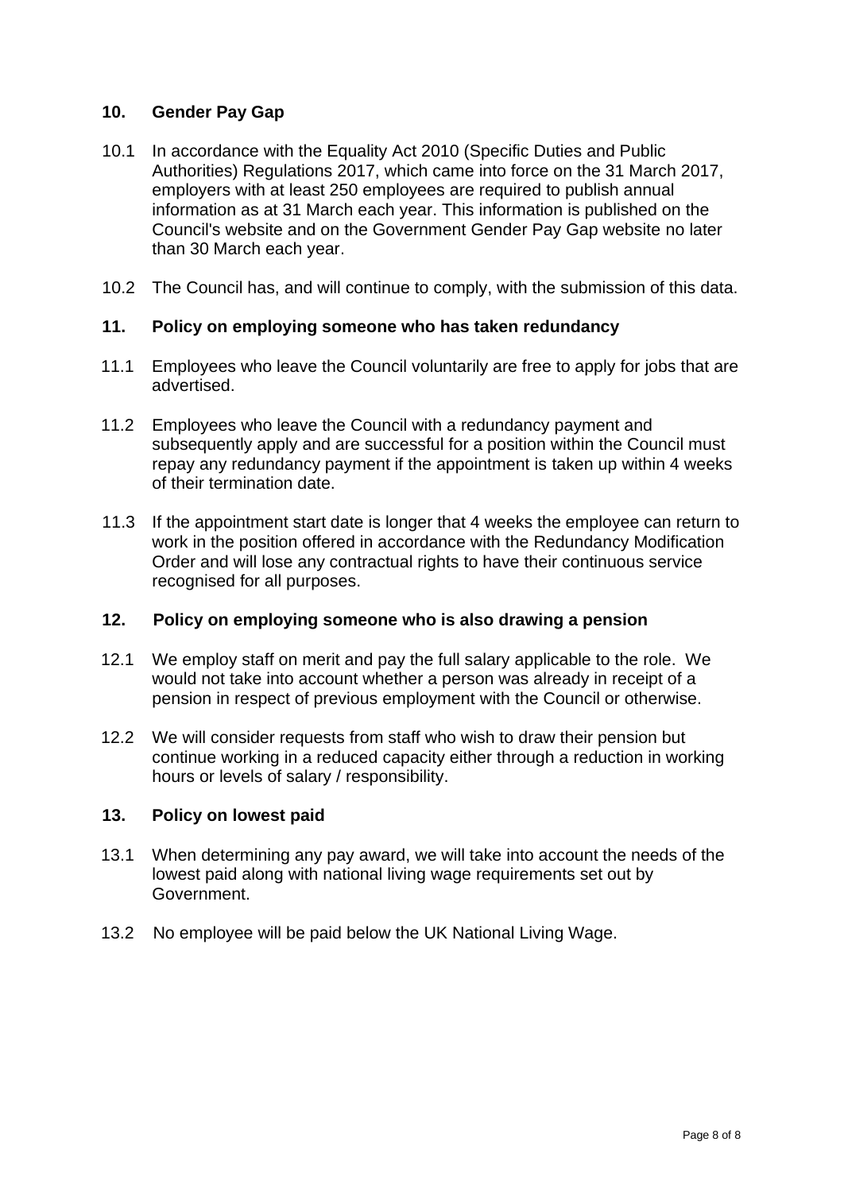## 10. Gender Pay Gap

10.1 In accordance with the Equality Act 2010 (Specific Duties and Public Authorities) Regulations 2017, which came into force on the 31 March 2017, employers with at least 250 employees are required to publish annual information as at 31 March each year. This information is published on the Council's website and on the Government Gender Pay Gap website no later than 30 March each year.

10.2 The Council has, and will continue to comply, with the submission of this data.

## 11. Policy on employing someone who has taken redundancy

11.1 Employees who leave the Council voluntarily are free to apply for jobs that are advertised.

11.2 Employees who leave the Council with a redundancy payment and subsequently apply and are successful for a position within the Council must repay any redundancy payment if the appointment is taken up within 4 weeks of their termination date.

11.3 If the appointment start date is longer that 4 weeks the employee can return to work in the position offered in accordance with the Redundancy Modification Order and will lose any contractual rights to have their continuous service recognised for all purposes.

## 12. Policy on employing someone who is also drawing a pension

12.1 We employ staff on merit and pay the full salary applicable to the role. We would not take into account whether a person was already in receipt of a pension in respect of previous employment with the Council or otherwise.

12.2 We will consider requests from staff who wish to draw their pension but continue working in a reduced capacity either through a reduction in working hours or levels of salary / responsibility.

## 13. Policy on lowest paid

13.1 When determining any pay award, we will take into account the needs of the lowest paid along with national living wage requirements set out by Government.

13.2 No employee will be paid below the UK National Living Wage.